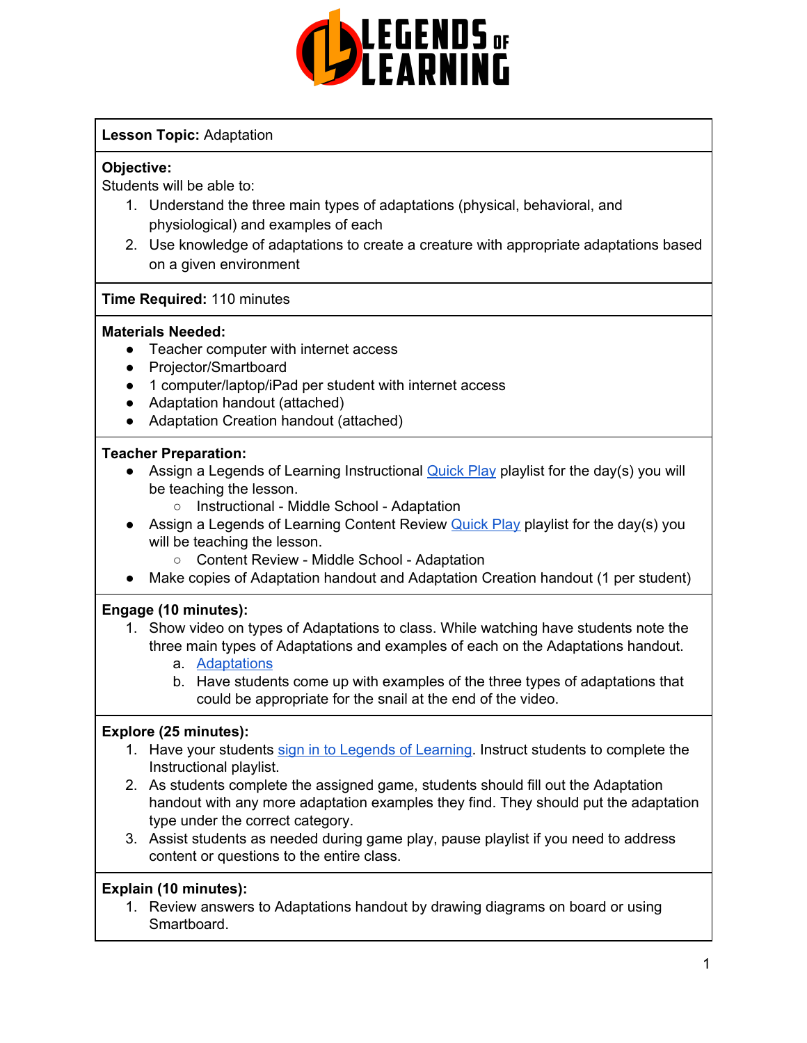**Lesson Topic:** Adaptation

**Objective:**
Students will be able to:

1. Understand the three main types of adaptations (physical, behavioral, and physiological) and examples of each
2. Use knowledge of adaptations to create a creature with appropriate adaptations based on a given environment

**Time Required:** 110 minutes

**Materials Needed:**

- Teacher computer with internet access
- Projector/Smartboard
- 1 computer/laptop/iPad per student with internet access
- Adaptation handout (attached)
- Adaptation Creation handout (attached)

**Teacher Preparation:**

- Assign a Legends of Learning Instructional Quick Play playlist for the day(s) you will be teaching the lesson.
  - Instructional - Middle School - Adaptation
- Assign a Legends of Learning Content Review Quick Play playlist for the day(s) you will be teaching the lesson.
  - Content Review - Middle School - Adaptation
- Make copies of Adaptation handout and Adaptation Creation handout (1 per student)

**Engage (10 minutes):**

1. Show video on types of Adaptations to class. While watching have students note the three main types of Adaptations and examples of each on the Adaptations handout.
   a. Adaptations
   b. Have students come up with examples of the three types of adaptations that could be appropriate for the snail at the end of the video.

**Explore (25 minutes):**

1. Have your students sign in to Legends of Learning. Instruct students to complete the Instructional playlist.
2. As students complete the assigned game, students should fill out the Adaptation handout with any more adaptation examples they find. They should put the adaptation type under the correct category.
3. Assist students as needed during game play, pause playlist if you need to address content or questions to the entire class.

**Explain (10 minutes):**

1. Review answers to Adaptations handout by drawing diagrams on board or using Smartboard.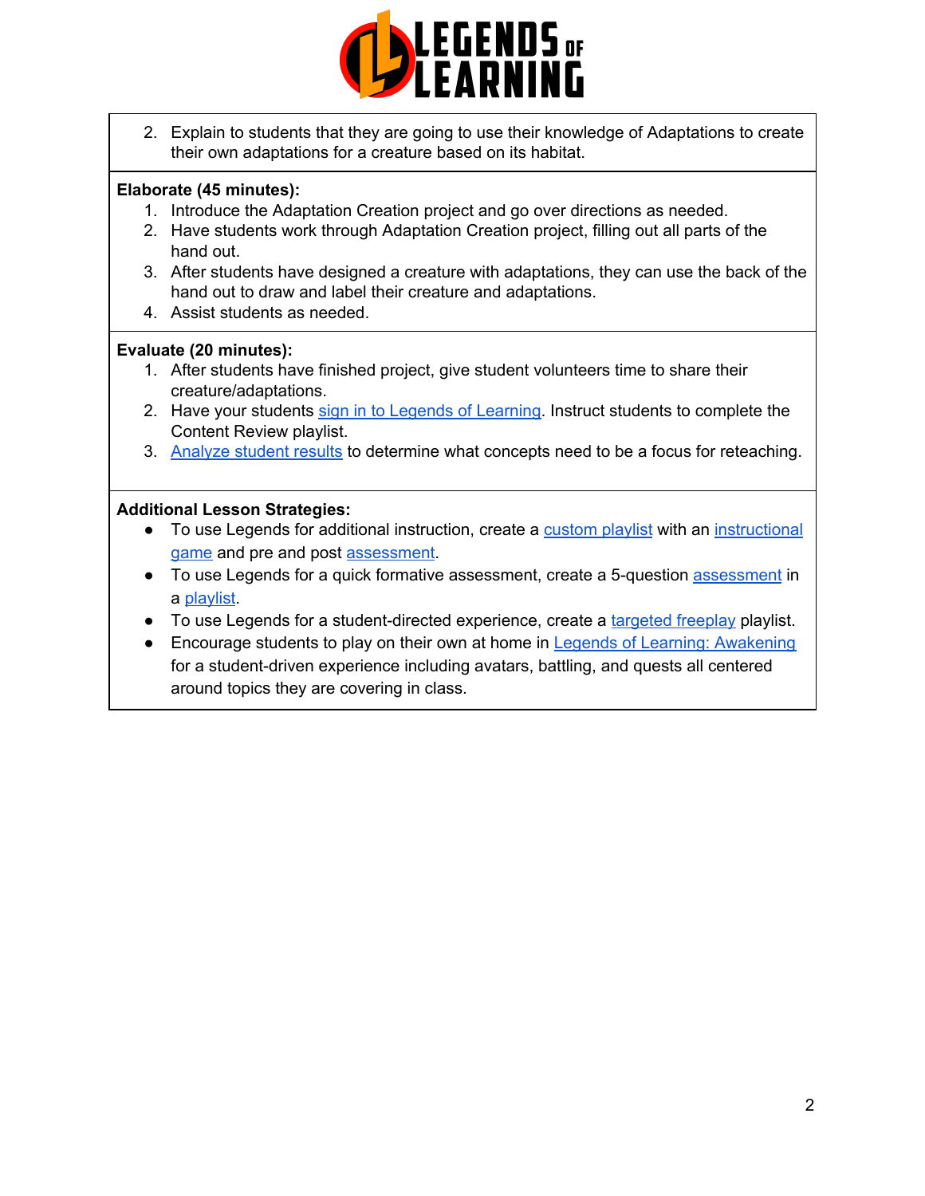2. Explain to students that they are going to use their knowledge of Adaptations to create their own adaptations for a creature based on its habitat.

**Elaborate (45 minutes):**

1. Introduce the Adaptation Creation project and go over directions as needed.
2. Have students work through Adaptation Creation project, filling out all parts of the hand out.
3. After students have designed a creature with adaptations, they can use the back of the hand out to draw and label their creature and adaptations.
4. Assist students as needed.

**Evaluate (20 minutes):**

1. After students have finished project, give student volunteers time to share their creature/adaptations.
2. Have your students sign in to Legends of Learning. Instruct students to complete the Content Review playlist.
3. Analyze student results to determine what concepts need to be a focus for reteaching.

**Additional Lesson Strategies:**

- To use Legends for additional instruction, create a custom playlist with an instructional game and pre and post assessment.
- To use Legends for a quick formative assessment, create a 5-question assessment in a playlist.
- To use Legends for a student-directed experience, create a targeted freeplay playlist.
- Encourage students to play on their own at home in Legends of Learning: Awakening for a student-driven experience including avatars, battling, and quests all centered around topics they are covering in class.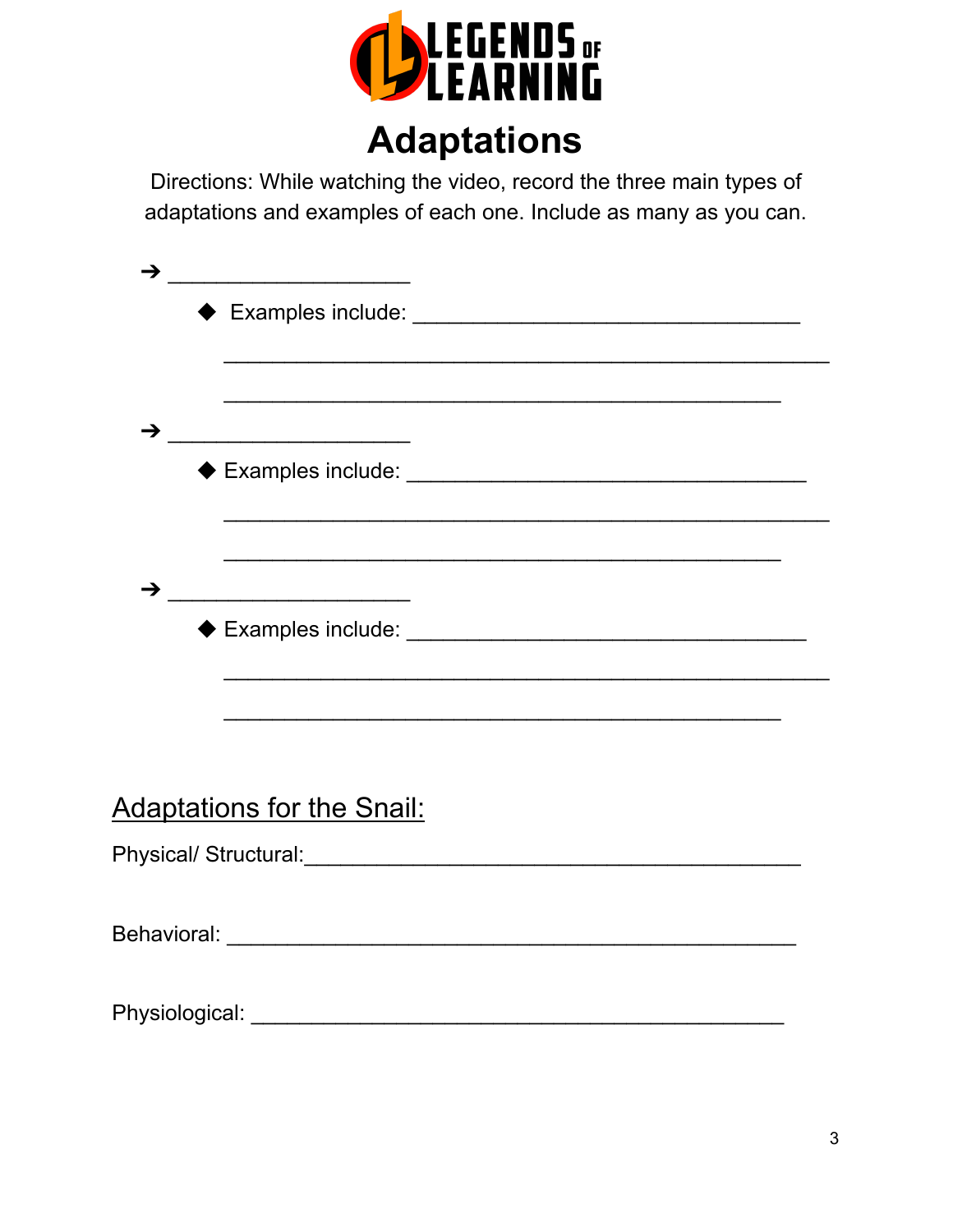LEGENDS OF LEARNING

# Adaptations

Directions: While watching the video, record the three main types of adaptations and examples of each one. Include as many as you can.

➔ ____________________

- Examples include: ________________________________

  ________________________________________________

  ______________________________________________

➔ ____________________

- Examples include: ________________________________

  ________________________________________________

  ______________________________________________

➔ ____________________

- Examples include: ________________________________

  ________________________________________________

  ______________________________________________

## Adaptations for the Snail:

Physical/ Structural:__________________________________________

Behavioral: _______________________________________________

Physiological: _____________________________________________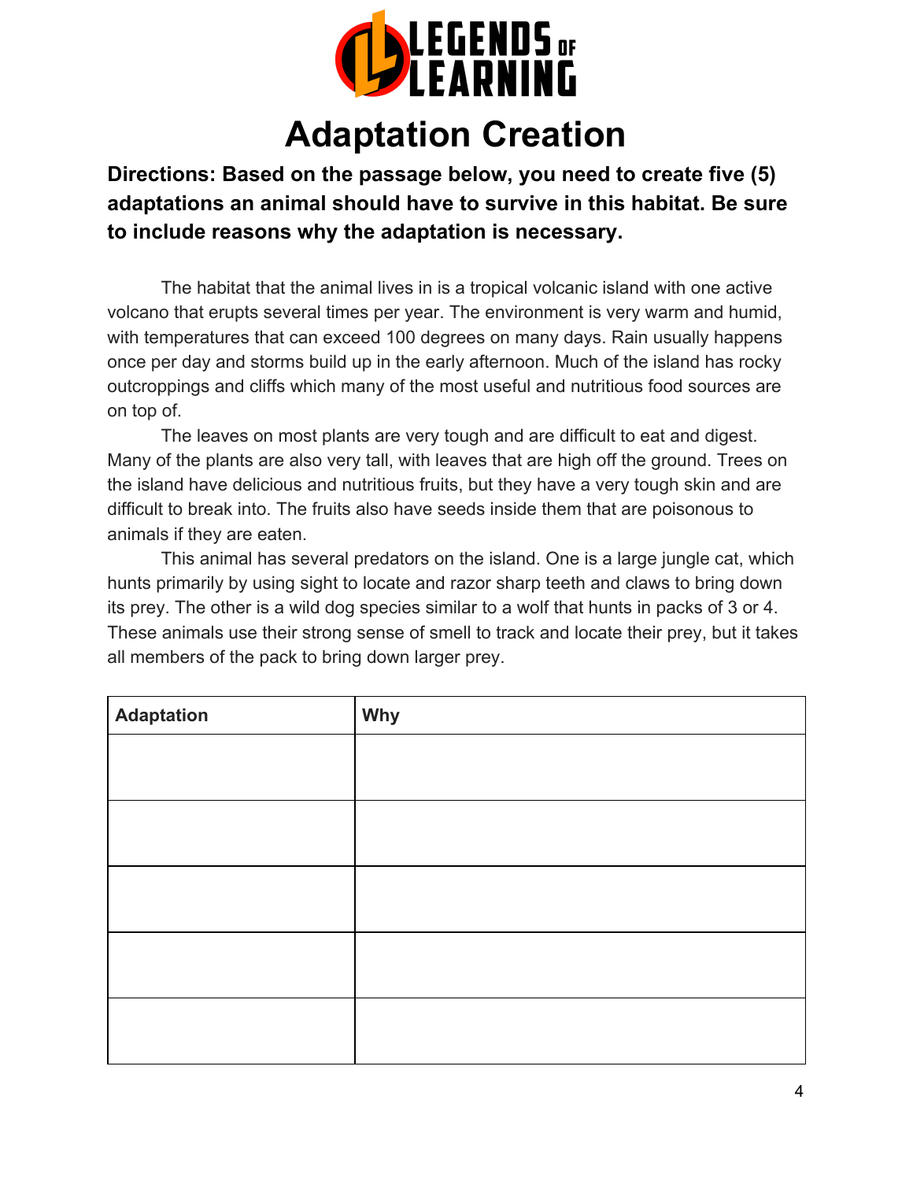# Adaptation Creation

**Directions: Based on the passage below, you need to create five (5) adaptations an animal should have to survive in this habitat. Be sure to include reasons why the adaptation is necessary.**

The habitat that the animal lives in is a tropical volcanic island with one active volcano that erupts several times per year. The environment is very warm and humid, with temperatures that can exceed 100 degrees on many days. Rain usually happens once per day and storms build up in the early afternoon. Much of the island has rocky outcroppings and cliffs which many of the most useful and nutritious food sources are on top of.

The leaves on most plants are very tough and are difficult to eat and digest. Many of the plants are also very tall, with leaves that are high off the ground. Trees on the island have delicious and nutritious fruits, but they have a very tough skin and are difficult to break into. The fruits also have seeds inside them that are poisonous to animals if they are eaten.

This animal has several predators on the island. One is a large jungle cat, which hunts primarily by using sight to locate and razor sharp teeth and claws to bring down its prey. The other is a wild dog species similar to a wolf that hunts in packs of 3 or 4. These animals use their strong sense of smell to track and locate their prey, but it takes all members of the pack to bring down larger prey.

| Adaptation | Why |
|---|---|
| | |
| | |
| | |
| | |
| | |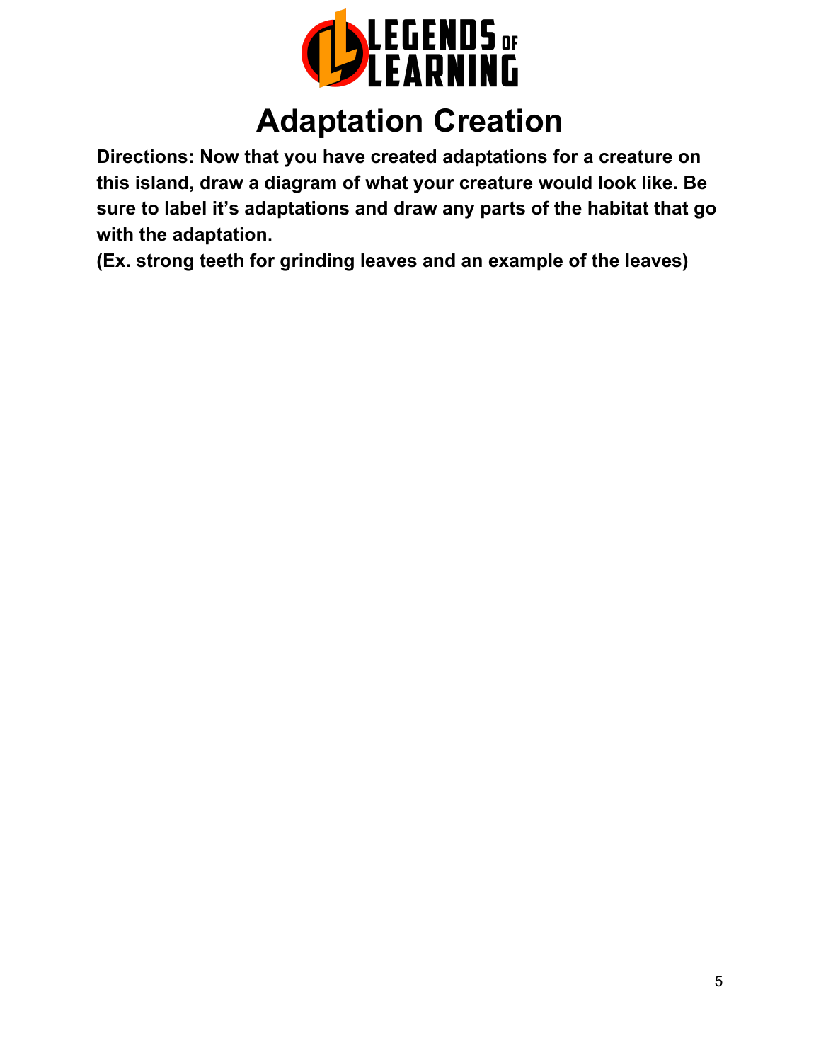LEGENDS OF LEARNING

# Adaptation Creation

**Directions: Now that you have created adaptations for a creature on this island, draw a diagram of what your creature would look like. Be sure to label it's adaptations and draw any parts of the habitat that go with the adaptation.**

**(Ex. strong teeth for grinding leaves and an example of the leaves)**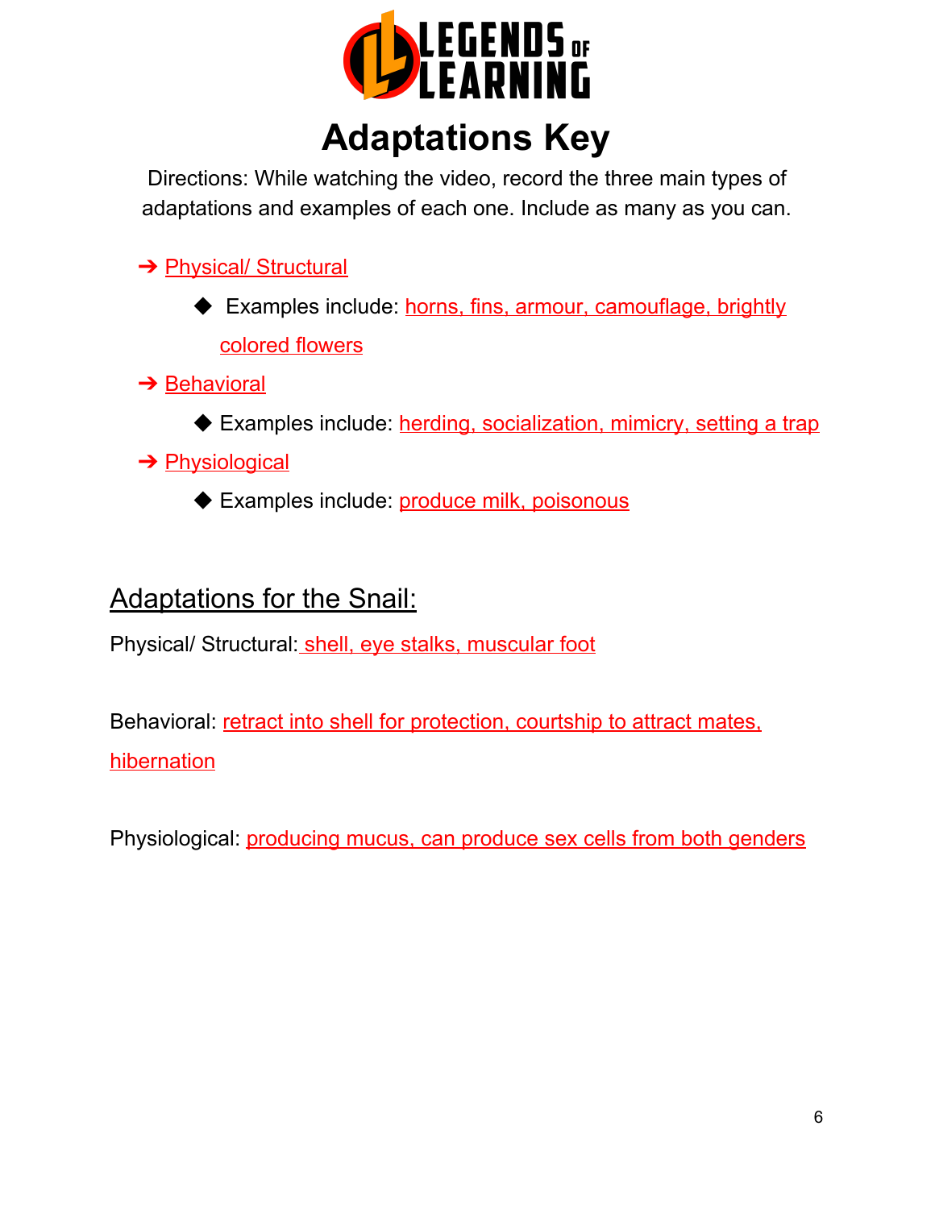# Adaptations Key

Directions: While watching the video, record the three main types of adaptations and examples of each one. Include as many as you can.

- Physical/ Structural
  - Examples include: horns, fins, armour, camouflage, brightly colored flowers
- Behavioral
  - Examples include: herding, socialization, mimicry, setting a trap
- Physiological
  - Examples include: produce milk, poisonous

## Adaptations for the Snail:

Physical/ Structural: shell, eye stalks, muscular foot

Behavioral: retract into shell for protection, courtship to attract mates, hibernation

Physiological: producing mucus, can produce sex cells from both genders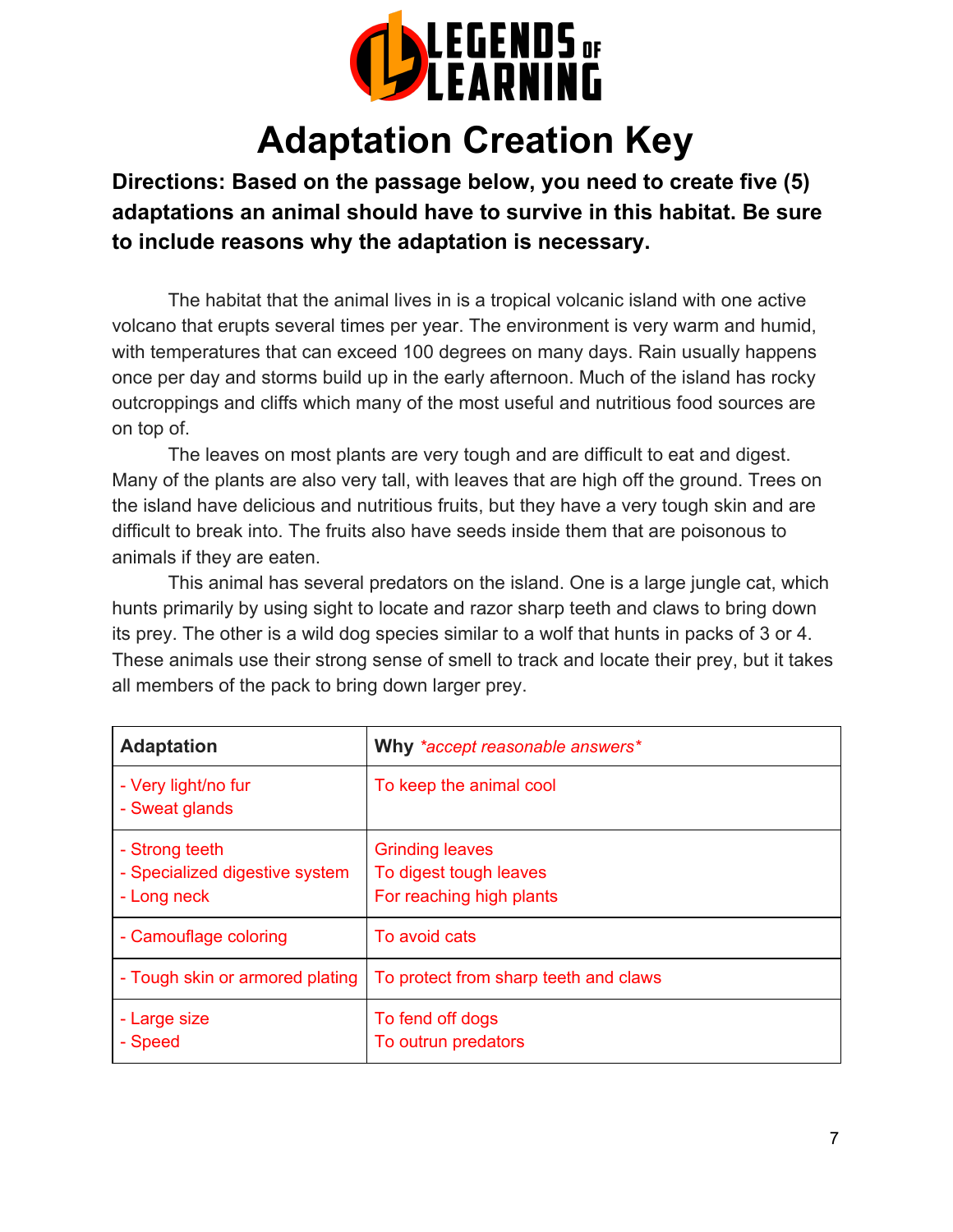# Adaptation Creation Key

**Directions: Based on the passage below, you need to create five (5) adaptations an animal should have to survive in this habitat. Be sure to include reasons why the adaptation is necessary.**

The habitat that the animal lives in is a tropical volcanic island with one active volcano that erupts several times per year. The environment is very warm and humid, with temperatures that can exceed 100 degrees on many days. Rain usually happens once per day and storms build up in the early afternoon. Much of the island has rocky outcroppings and cliffs which many of the most useful and nutritious food sources are on top of.

The leaves on most plants are very tough and are difficult to eat and digest. Many of the plants are also very tall, with leaves that are high off the ground. Trees on the island have delicious and nutritious fruits, but they have a very tough skin and are difficult to break into. The fruits also have seeds inside them that are poisonous to animals if they are eaten.

This animal has several predators on the island. One is a large jungle cat, which hunts primarily by using sight to locate and razor sharp teeth and claws to bring down its prey. The other is a wild dog species similar to a wolf that hunts in packs of 3 or 4. These animals use their strong sense of smell to track and locate their prey, but it takes all members of the pack to bring down larger prey.

| Adaptation | Why *\*accept reasonable answers\** |
|---|---|
| - Very light/no fur<br>- Sweat glands | To keep the animal cool |
| - Strong teeth<br>- Specialized digestive system<br>- Long neck | Grinding leaves<br>To digest tough leaves<br>For reaching high plants |
| - Camouflage coloring | To avoid cats |
| - Tough skin or armored plating | To protect from sharp teeth and claws |
| - Large size<br>- Speed | To fend off dogs<br>To outrun predators |